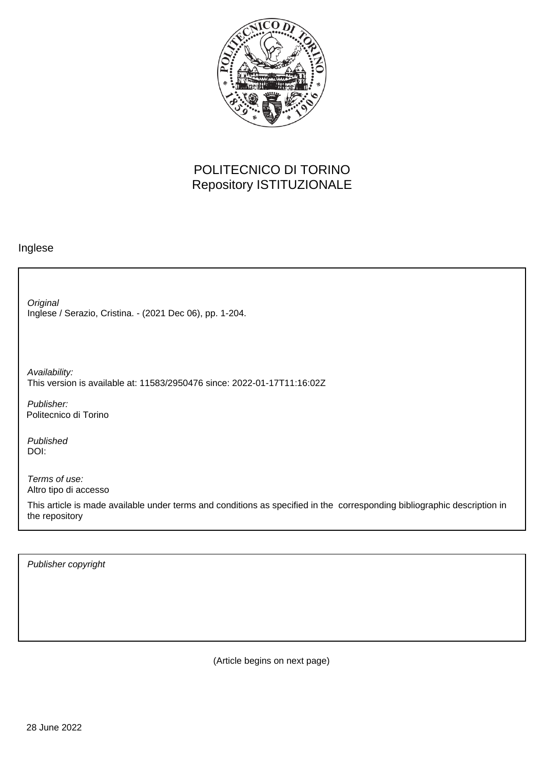POLITECNICO DI TORINO
Repository ISTITUZIONALE

Inglese

*Original*
Inglese / Serazio, Cristina. - (2021 Dec 06), pp. 1-204.

*Availability:*
This version is available at: 11583/2950476 since: 2022-01-17T11:16:02Z

*Publisher:*
Politecnico di Torino

*Published*
DOI:

*Terms of use:*
Altro tipo di accesso

This article is made available under terms and conditions as specified in the corresponding bibliographic description in the repository

*Publisher copyright*

(Article begins on next page)

28 June 2022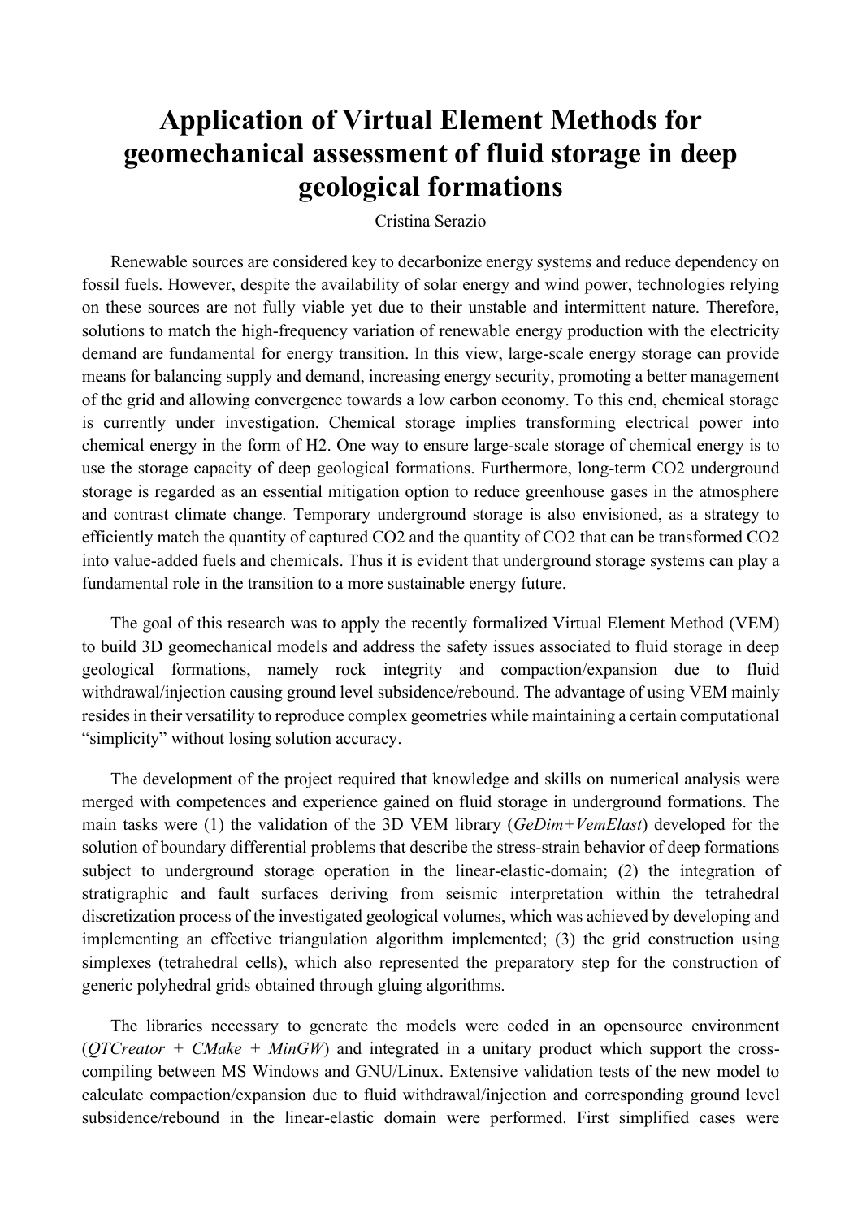# Application of Virtual Element Methods for geomechanical assessment of fluid storage in deep geological formations

Cristina Serazio

Renewable sources are considered key to decarbonize energy systems and reduce dependency on fossil fuels. However, despite the availability of solar energy and wind power, technologies relying on these sources are not fully viable yet due to their unstable and intermittent nature. Therefore, solutions to match the high-frequency variation of renewable energy production with the electricity demand are fundamental for energy transition. In this view, large-scale energy storage can provide means for balancing supply and demand, increasing energy security, promoting a better management of the grid and allowing convergence towards a low carbon economy. To this end, chemical storage is currently under investigation. Chemical storage implies transforming electrical power into chemical energy in the form of $H_2$. One way to ensure large-scale storage of chemical energy is to use the storage capacity of deep geological formations. Furthermore, long-term $CO_2$ underground storage is regarded as an essential mitigation option to reduce greenhouse gases in the atmosphere and contrast climate change. Temporary underground storage is also envisioned, as a strategy to efficiently match the quantity of captured $CO_2$ and the quantity of $CO_2$ that can be transformed $CO_2$ into value-added fuels and chemicals. Thus it is evident that underground storage systems can play a fundamental role in the transition to a more sustainable energy future.

The goal of this research was to apply the recently formalized Virtual Element Method (VEM) to build 3D geomechanical models and address the safety issues associated to fluid storage in deep geological formations, namely rock integrity and compaction/expansion due to fluid withdrawal/injection causing ground level subsidence/rebound. The advantage of using VEM mainly resides in their versatility to reproduce complex geometries while maintaining a certain computational "simplicity" without losing solution accuracy.

The development of the project required that knowledge and skills on numerical analysis were merged with competences and experience gained on fluid storage in underground formations. The main tasks were (1) the validation of the 3D VEM library (*GeDim+VemElast*) developed for the solution of boundary differential problems that describe the stress-strain behavior of deep formations subject to underground storage operation in the linear-elastic-domain; (2) the integration of stratigraphic and fault surfaces deriving from seismic interpretation within the tetrahedral discretization process of the investigated geological volumes, which was achieved by developing and implementing an effective triangulation algorithm implemented; (3) the grid construction using simplexes (tetrahedral cells), which also represented the preparatory step for the construction of generic polyhedral grids obtained through gluing algorithms.

The libraries necessary to generate the models were coded in an opensource environment (*QTCreator + CMake + MinGW*) and integrated in a unitary product which support the cross-compiling between MS Windows and GNU/Linux. Extensive validation tests of the new model to calculate compaction/expansion due to fluid withdrawal/injection and corresponding ground level subsidence/rebound in the linear-elastic domain were performed. First simplified cases were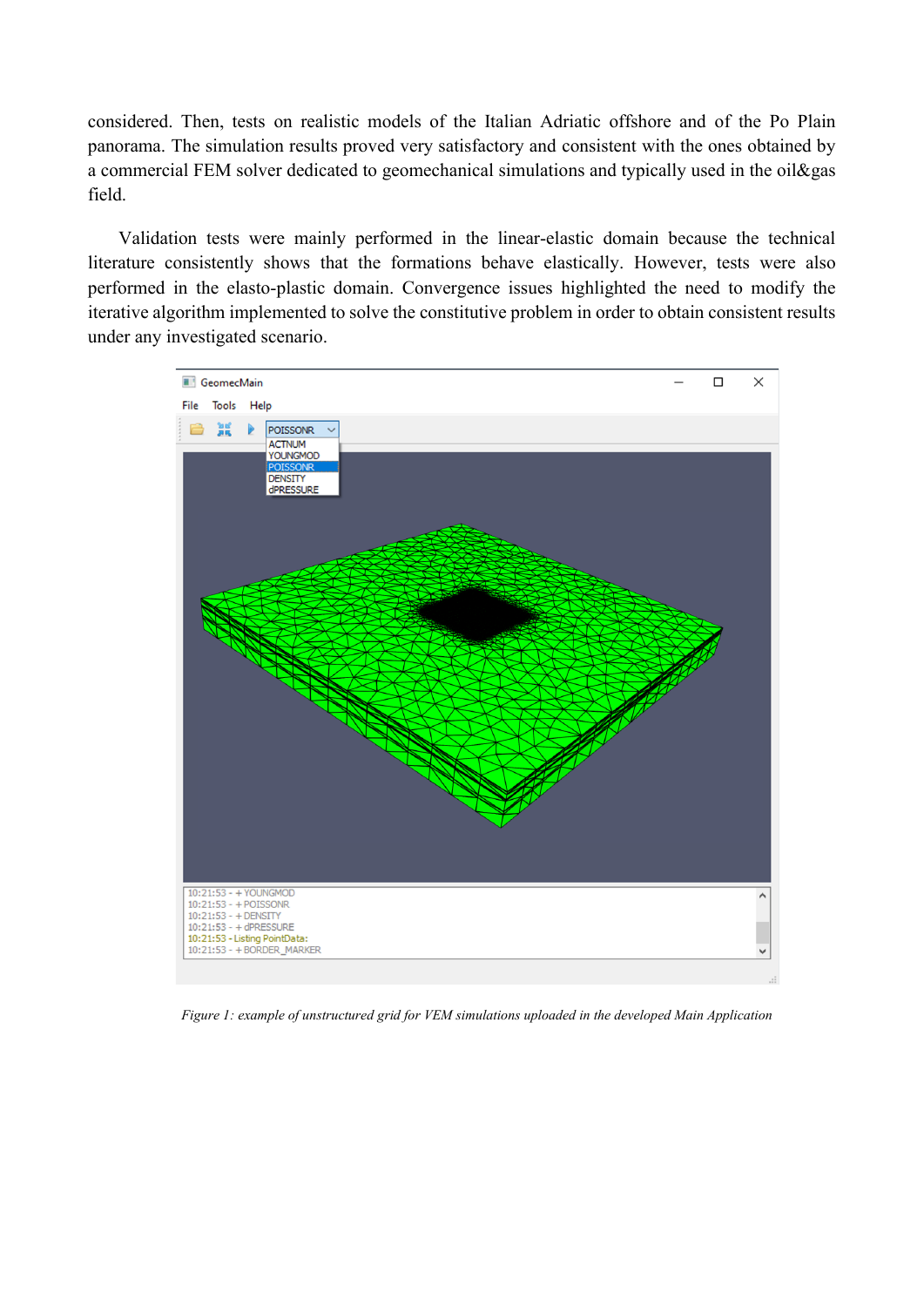considered. Then, tests on realistic models of the Italian Adriatic offshore and of the Po Plain panorama. The simulation results proved very satisfactory and consistent with the ones obtained by a commercial FEM solver dedicated to geomechanical simulations and typically used in the oil&gas field.

Validation tests were mainly performed in the linear-elastic domain because the technical literature consistently shows that the formations behave elastically. However, tests were also performed in the elasto-plastic domain. Convergence issues highlighted the need to modify the iterative algorithm implemented to solve the constitutive problem in order to obtain consistent results under any investigated scenario.

*Figure 1: example of unstructured grid for VEM simulations uploaded in the developed Main Application*